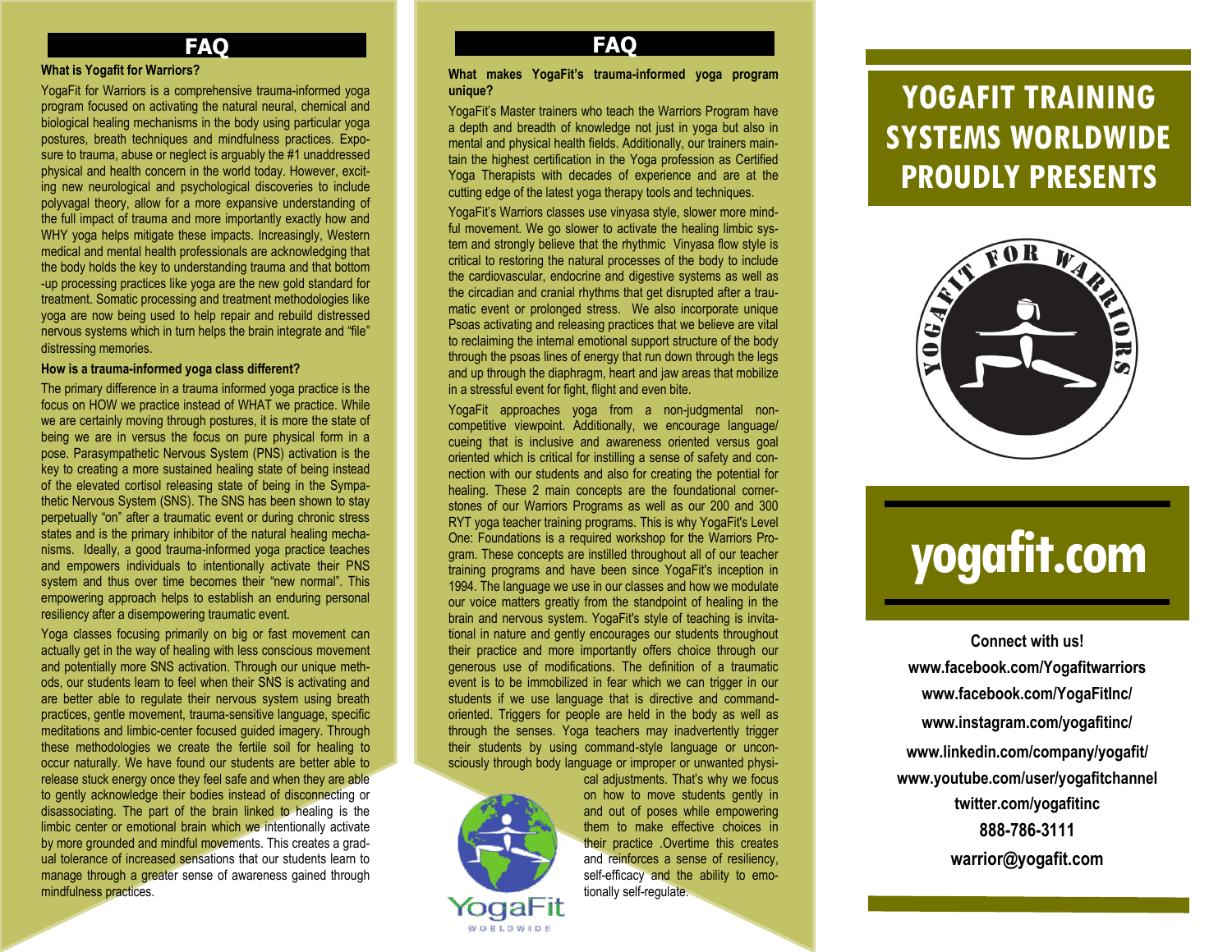## FAQ

**What is Yogafit for Warriors?**

YogaFit for Warriors is a comprehensive trauma-informed yoga program focused on activating the natural neural, chemical and biological healing mechanisms in the body using particular yoga postures, breath techniques and mindfulness practices. Exposure to trauma, abuse or neglect is arguably the #1 unaddressed physical and health concern in the world today. However, exciting new neurological and psychological discoveries to include polyvagal theory, allow for a more expansive understanding of the full impact of trauma and more importantly exactly how and WHY yoga helps mitigate these impacts. Increasingly, Western medical and mental health professionals are acknowledging that the body holds the key to understanding trauma and that bottom-up processing practices like yoga are the new gold standard for treatment. Somatic processing and treatment methodologies like yoga are now being used to help repair and rebuild distressed nervous systems which in turn helps the brain integrate and "file" distressing memories.

**How is a trauma-informed yoga class different?**

The primary difference in a trauma informed yoga practice is the focus on HOW we practice instead of WHAT we practice. While we are certainly moving through postures, it is more the state of being we are in versus the focus on pure physical form in a pose. Parasympathetic Nervous System (PNS) activation is the key to creating a more sustained healing state of being instead of the elevated cortisol releasing state of being in the Sympathetic Nervous System (SNS). The SNS has been shown to stay perpetually "on" after a traumatic event or during chronic stress states and is the primary inhibitor of the natural healing mechanisms. Ideally, a good trauma-informed yoga practice teaches and empowers individuals to intentionally activate their PNS system and thus over time becomes their "new normal". This empowering approach helps to establish an enduring personal resiliency after a disempowering traumatic event.

Yoga classes focusing primarily on big or fast movement can actually get in the way of healing with less conscious movement and potentially more SNS activation. Through our unique methods, our students learn to feel when their SNS is activating and are better able to regulate their nervous system using breath practices, gentle movement, trauma-sensitive language, specific meditations and limbic-center focused guided imagery. Through these methodologies we create the fertile soil for healing to occur naturally. We have found our students are better able to release stuck energy once they feel safe and when they are able to gently acknowledge their bodies instead of disconnecting or disassociating. The part of the brain linked to healing is the limbic center or emotional brain which we intentionally activate by more grounded and mindful movements. This creates a gradual tolerance of increased sensations that our students learn to manage through a greater sense of awareness gained through mindfulness practices.

## FAQ

**What makes YogaFit's trauma-informed yoga program unique?**

YogaFit's Master trainers who teach the Warriors Program have a depth and breadth of knowledge not just in yoga but also in mental and physical health fields. Additionally, our trainers maintain the highest certification in the Yoga profession as Certified Yoga Therapists with decades of experience and are at the cutting edge of the latest yoga therapy tools and techniques.

YogaFit's Warriors classes use vinyasa style, slower more mindful movement. We go slower to activate the healing limbic system and strongly believe that the rhythmic Vinyasa flow style is critical to restoring the natural processes of the body to include the cardiovascular, endocrine and digestive systems as well as the circadian and cranial rhythms that get disrupted after a traumatic event or prolonged stress. We also incorporate unique Psoas activating and releasing practices that we believe are vital to reclaiming the internal emotional support structure of the body through the psoas lines of energy that run down through the legs and up through the diaphragm, heart and jaw areas that mobilize in a stressful event for fight, flight and even bite.

YogaFit approaches yoga from a non-judgmental non-competitive viewpoint. Additionally, we encourage language/cueing that is inclusive and awareness oriented versus goal oriented which is critical for instilling a sense of safety and connection with our students and also for creating the potential for healing. These 2 main concepts are the foundational cornerstones of our Warriors Programs as well as our 200 and 300 RYT yoga teacher training programs. This is why YogaFit's Level One: Foundations is a required workshop for the Warriors Program. These concepts are instilled throughout all of our teacher training programs and have been since YogaFit's inception in 1994. The language we use in our classes and how we modulate our voice matters greatly from the standpoint of healing in the brain and nervous system. YogaFit's style of teaching is invitational in nature and gently encourages our students throughout their practice and more importantly offers choice through our generous use of modifications. The definition of a traumatic event is to be immobilized in fear which we can trigger in our students if we use language that is directive and command-oriented. Triggers for people are held in the body as well as through the senses. Yoga teachers may inadvertently trigger their students by using command-style language or unconsciously through body language or improper or unwanted physical adjustments. That's why we focus on how to move students gently in and out of poses while empowering them to make effective choices in their practice .Overtime this creates and reinforces a sense of resiliency, self-efficacy and the ability to emotionally self-regulate.

YogaFit WORLDWIDE

# YOGAFIT TRAINING SYSTEMS WORLDWIDE PROUDLY PRESENTS

YOGAFIT FOR WARRIORS

# yogafit.com

**Connect with us!**

**www.facebook.com/Yogafitwarriors**

**www.facebook.com/YogaFitInc/**

**www.instagram.com/yogafitinc/**

**www.linkedin.com/company/yogafit/**

**www.youtube.com/user/yogafitchannel**

**twitter.com/yogafitinc**

**888-786-3111**

**warrior@yogafit.com**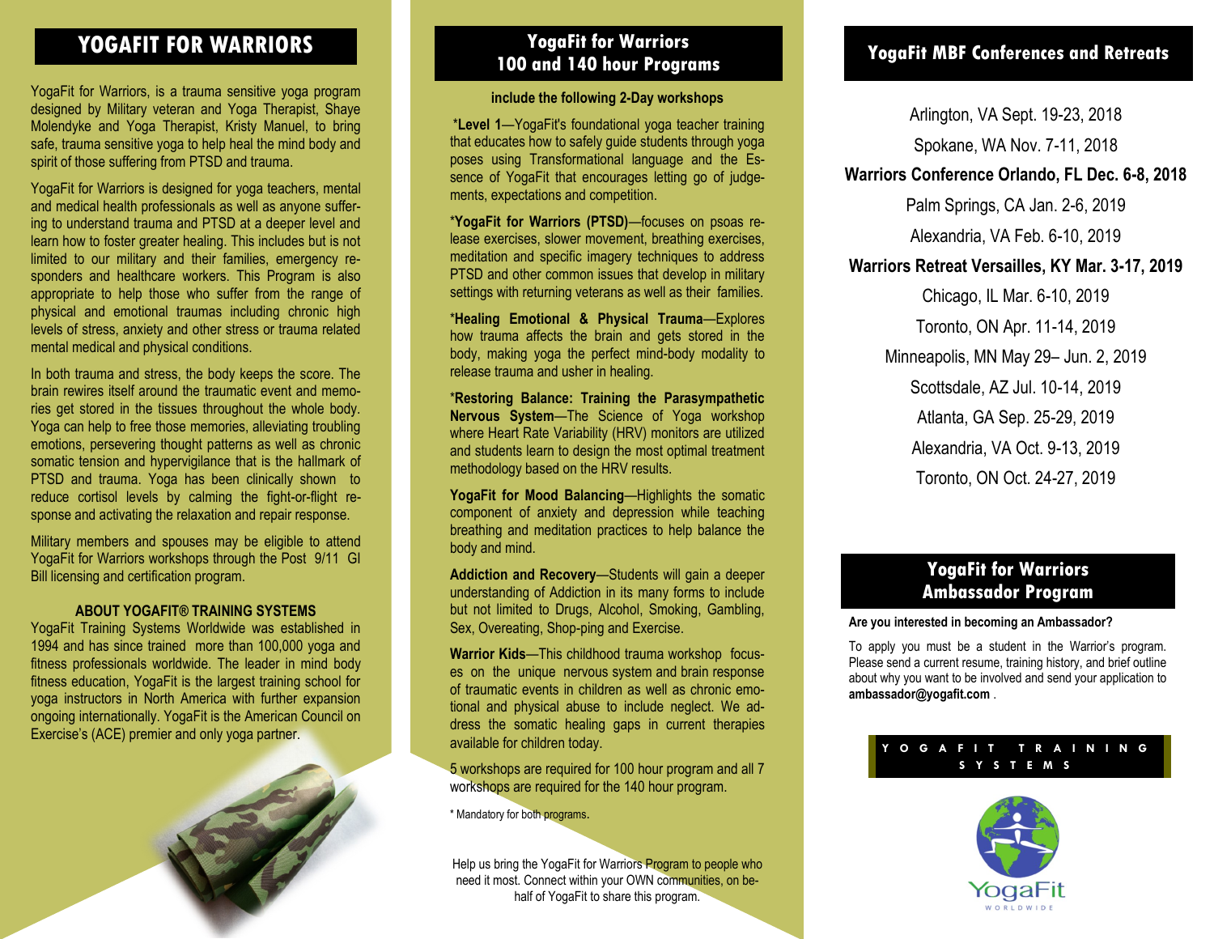# YOGAFIT FOR WARRIORS

YogaFit for Warriors, is a trauma sensitive yoga program designed by Military veteran and Yoga Therapist, Shaye Molendyke and Yoga Therapist, Kristy Manuel, to bring safe, trauma sensitive yoga to help heal the mind body and spirit of those suffering from PTSD and trauma.

YogaFit for Warriors is designed for yoga teachers, mental and medical health professionals as well as anyone suffering to understand trauma and PTSD at a deeper level and learn how to foster greater healing. This includes but is not limited to our military and their families, emergency responders and healthcare workers. This Program is also appropriate to help those who suffer from the range of physical and emotional traumas including chronic high levels of stress, anxiety and other stress or trauma related mental medical and physical conditions.

In both trauma and stress, the body keeps the score. The brain rewires itself around the traumatic event and memories get stored in the tissues throughout the whole body. Yoga can help to free those memories, alleviating troubling emotions, persevering thought patterns as well as chronic somatic tension and hypervigilance that is the hallmark of PTSD and trauma. Yoga has been clinically shown to reduce cortisol levels by calming the fight-or-flight response and activating the relaxation and repair response.

Military members and spouses may be eligible to attend YogaFit for Warriors workshops through the Post 9/11 GI Bill licensing and certification program.

### ABOUT YOGAFIT® TRAINING SYSTEMS

YogaFit Training Systems Worldwide was established in 1994 and has since trained more than 100,000 yoga and fitness professionals worldwide. The leader in mind body fitness education, YogaFit is the largest training school for yoga instructors in North America with further expansion ongoing internationally. YogaFit is the American Council on Exercise's (ACE) premier and only yoga partner.

## YogaFit for Warriors 100 and 140 hour Programs

**include the following 2-Day workshops**

*__Level 1__—YogaFit's foundational yoga teacher training that educates how to safely guide students through yoga poses using Transformational language and the Essence of YogaFit that encourages letting go of judgements, expectations and competition.

*__YogaFit for Warriors (PTSD)__—focuses on psoas release exercises, slower movement, breathing exercises, meditation and specific imagery techniques to address PTSD and other common issues that develop in military settings with returning veterans as well as their families.

*__Healing Emotional & Physical Trauma__—Explores how trauma affects the brain and gets stored in the body, making yoga the perfect mind-body modality to release trauma and usher in healing.

*__Restoring Balance: Training the Parasympathetic Nervous System__—The Science of Yoga workshop where Heart Rate Variability (HRV) monitors are utilized and students learn to design the most optimal treatment methodology based on the HRV results.

**YogaFit for Mood Balancing**—Highlights the somatic component of anxiety and depression while teaching breathing and meditation practices to help balance the body and mind.

**Addiction and Recovery**—Students will gain a deeper understanding of Addiction in its many forms to include but not limited to Drugs, Alcohol, Smoking, Gambling, Sex, Overeating, Shop-ping and Exercise.

**Warrior Kids**—This childhood trauma workshop focuses on the unique nervous system and brain response of traumatic events in children as well as chronic emotional and physical abuse to include neglect. We address the somatic healing gaps in current therapies available for children today.

5 workshops are required for 100 hour program and all 7 workshops are required for the 140 hour program.

\* Mandatory for both programs.

Help us bring the YogaFit for Warriors Program to people who need it most. Connect within your OWN communities, on behalf of YogaFit to share this program.

## YogaFit MBF Conferences and Retreats

Arlington, VA Sept. 19-23, 2018

Spokane, WA Nov. 7-11, 2018

**Warriors Conference Orlando, FL Dec. 6-8, 2018**

Palm Springs, CA Jan. 2-6, 2019

Alexandria, VA Feb. 6-10, 2019

**Warriors Retreat Versailles, KY Mar. 3-17, 2019**

Chicago, IL Mar. 6-10, 2019

Toronto, ON Apr. 11-14, 2019

Minneapolis, MN May 29– Jun. 2, 2019

Scottsdale, AZ Jul. 10-14, 2019

Atlanta, GA Sep. 25-29, 2019

Alexandria, VA Oct. 9-13, 2019

Toronto, ON Oct. 24-27, 2019

## YogaFit for Warriors Ambassador Program

**Are you interested in becoming an Ambassador?**

To apply you must be a student in the Warrior's program. Please send a current resume, training history, and brief outline about why you want to be involved and send your application to **ambassador@yogafit.com** .

YOGAFIT TRAINING SYSTEMS

YogaFit WORLDWIDE